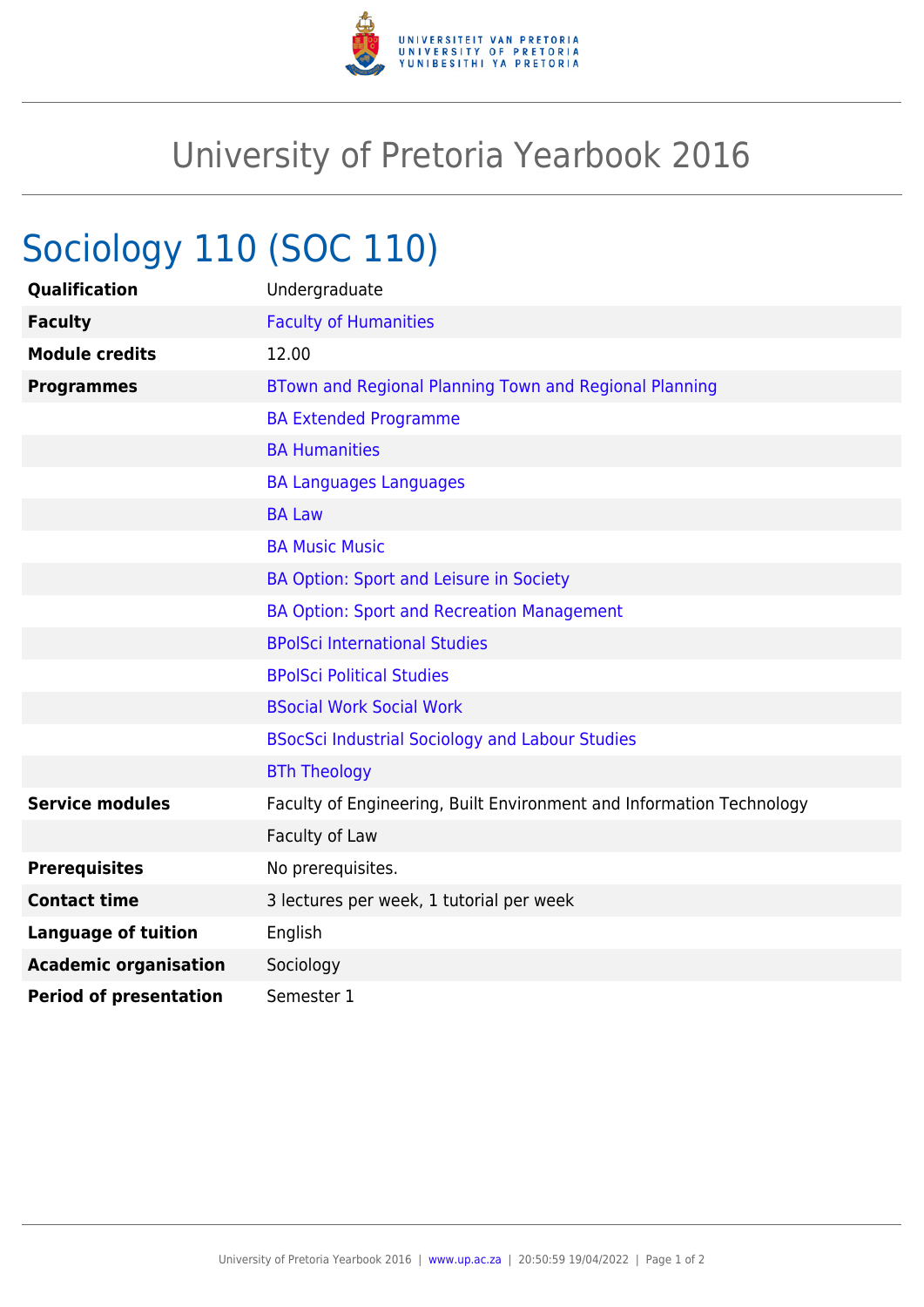# University of Pretoria Yearbook 2016

## Sociology 110 (SOC 110)

| | |
|---|---|
| **Qualification** | Undergraduate |
| **Faculty** | Faculty of Humanities |
| **Module credits** | 12.00 |
| **Programmes** | BTown and Regional Planning Town and Regional Planning |
| | BA Extended Programme |
| | BA Humanities |
| | BA Languages Languages |
| | BA Law |
| | BA Music Music |
| | BA Option: Sport and Leisure in Society |
| | BA Option: Sport and Recreation Management |
| | BPolSci International Studies |
| | BPolSci Political Studies |
| | BSocial Work Social Work |
| | BSocSci Industrial Sociology and Labour Studies |
| | BTh Theology |
| **Service modules** | Faculty of Engineering, Built Environment and Information Technology |
| | Faculty of Law |
| **Prerequisites** | No prerequisites. |
| **Contact time** | 3 lectures per week, 1 tutorial per week |
| **Language of tuition** | English |
| **Academic organisation** | Sociology |
| **Period of presentation** | Semester 1 |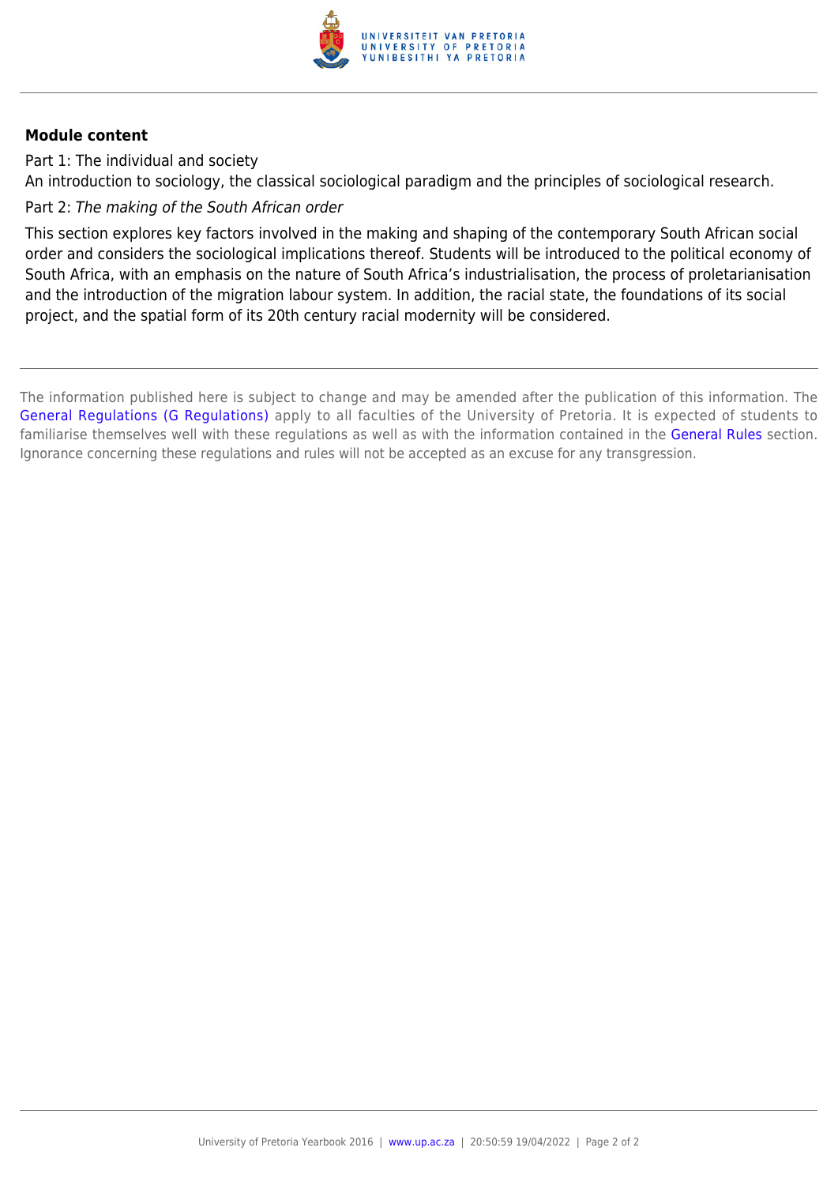**Module content**

Part 1: The individual and society

An introduction to sociology, the classical sociological paradigm and the principles of sociological research.

Part 2: *The making of the South African order*

This section explores key factors involved in the making and shaping of the contemporary South African social order and considers the sociological implications thereof. Students will be introduced to the political economy of South Africa, with an emphasis on the nature of South Africa's industrialisation, the process of proletarianisation and the introduction of the migration labour system. In addition, the racial state, the foundations of its social project, and the spatial form of its 20th century racial modernity will be considered.

The information published here is subject to change and may be amended after the publication of this information. The General Regulations (G Regulations) apply to all faculties of the University of Pretoria. It is expected of students to familiarise themselves well with these regulations as well as with the information contained in the General Rules section. Ignorance concerning these regulations and rules will not be accepted as an excuse for any transgression.